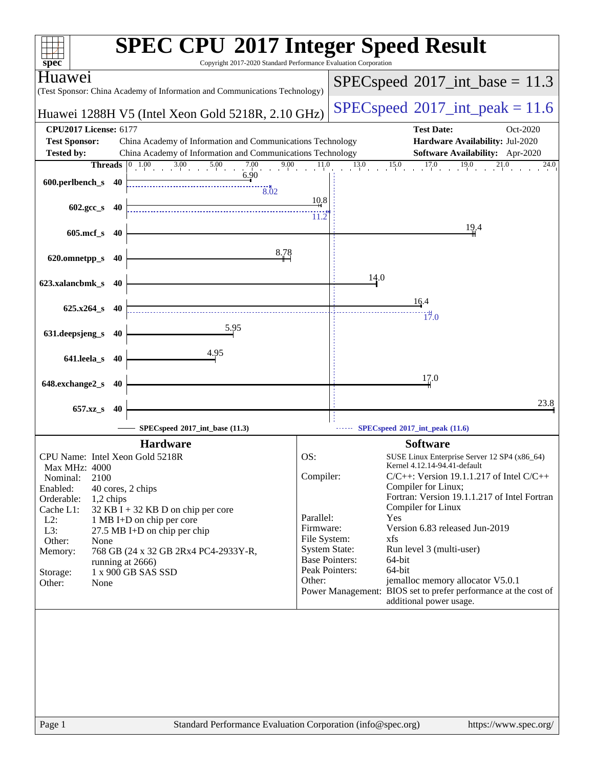# SPEC CPU 2017 Integer Speed Result

Copyright 2017-2020 Standard Performance Evaluation Corporation

**Huawei**

(Test Sponsor: China Academy of Information and Communications Technology)

**Huawei 1288H V5 (Intel Xeon Gold 5218R, 2.10 GHz)**

SPECspeed 2017_int_base = 11.3

SPECspeed 2017_int_peak = 11.6

| | | | |
|---|---|---|---|
| **CPU2017 License:** | 6177 | **Test Date:** | Oct-2020 |
| **Test Sponsor:** | China Academy of Information and Communications Technology | **Hardware Availability:** | Jul-2020 |
| **Tested by:** | China Academy of Information and Communications Technology | **Software Availability:** | Apr-2020 |

| Benchmark | Threads | Base | Peak |
|---|---|---|---|
| 600.perlbench_s | 40 | 6.90 | 8.02 |
| 602.gcc_s | 40 | 10.8 | 11.2 |
| 605.mcf_s | 40 | 19.4 | |
| 620.omnetpp_s | 40 | 8.78 | |
| 623.xalancbmk_s | 40 | 14.0 | |
| 625.x264_s | 40 | 16.4 | 17.0 |
| 631.deepsjeng_s | 40 | 5.95 | |
| 641.leela_s | 40 | 4.95 | |
| 648.exchange2_s | 40 | 17.0 | |
| 657.xz_s | 40 | 23.8 | |

SPECspeed 2017_int_base (11.3)
SPECspeed 2017_int_peak (11.6)

## Hardware

| | |
|---|---|
| CPU Name: | Intel Xeon Gold 5218R |
| Max MHz: | 4000 |
| Nominal: | 2100 |
| Enabled: | 40 cores, 2 chips |
| Orderable: | 1,2 chips |
| Cache L1: | 32 KB I + 32 KB D on chip per core |
| L2: | 1 MB I+D on chip per core |
| L3: | 27.5 MB I+D on chip per chip |
| Other: | None |
| Memory: | 768 GB (24 x 32 GB 2Rx4 PC4-2933Y-R, running at 2666) |
| Storage: | 1 x 900 GB SAS SSD |
| Other: | None |

## Software

| | |
|---|---|
| OS: | SUSE Linux Enterprise Server 12 SP4 (x86_64) Kernel 4.12.14-94.41-default |
| Compiler: | C/C++: Version 19.1.1.217 of Intel C/C++ Compiler for Linux; Fortran: Version 19.1.1.217 of Intel Fortran Compiler for Linux |
| Parallel: | Yes |
| Firmware: | Version 6.83 released Jun-2019 |
| File System: | xfs |
| System State: | Run level 3 (multi-user) |
| Base Pointers: | 64-bit |
| Peak Pointers: | 64-bit |
| Other: | jemalloc memory allocator V5.0.1 |
| Power Management: | BIOS set to prefer performance at the cost of additional power usage. |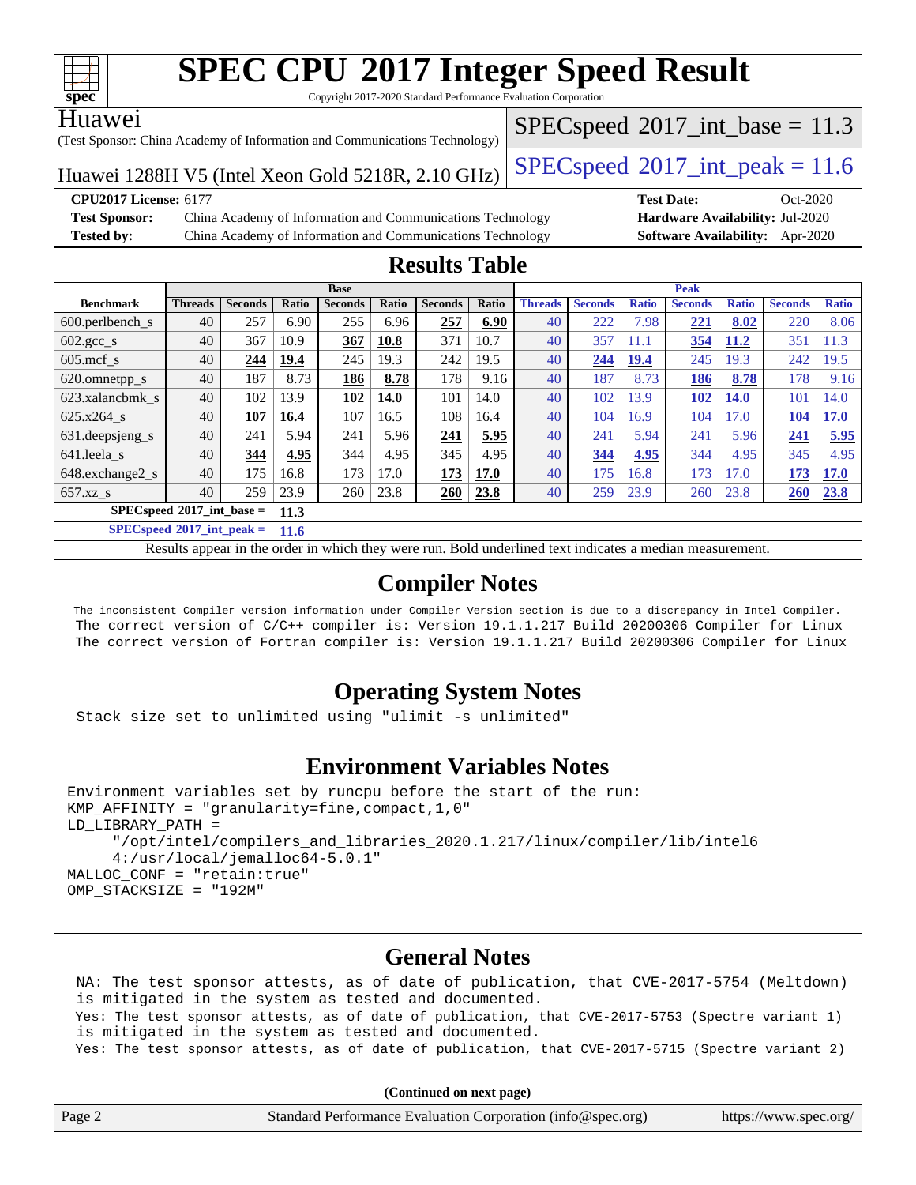# SPEC CPU 2017 Integer Speed Result

Copyright 2017-2020 Standard Performance Evaluation Corporation

**Huawei**

(Test Sponsor: China Academy of Information and Communications Technology)

**Huawei 1288H V5 (Intel Xeon Gold 5218R, 2.10 GHz)**

SPECspeed 2017_int_base = 11.3

SPECspeed 2017_int_peak = 11.6

**CPU2017 License:** 6177
**Test Sponsor:** China Academy of Information and Communications Technology
**Tested by:** China Academy of Information and Communications Technology
**Test Date:** Oct-2020
**Hardware Availability:** Jul-2020
**Software Availability:** Apr-2020

## Results Table

| Benchmark | Base | | | | | | | Peak | | | | | | |
|---|---|---|---|---|---|---|---|---|---|---|---|---|---|---|
| | Threads | Seconds | Ratio | Seconds | Ratio | Seconds | Ratio | Threads | Seconds | Ratio | Seconds | Ratio | Seconds | Ratio |
| 600.perlbench_s | 40 | 257 | 6.90 | 255 | 6.96 | **257** | **6.90** | 40 | 222 | 7.98 | **221** | **8.02** | 220 | 8.06 |
| 602.gcc_s | 40 | 367 | 10.9 | **367** | **10.8** | 371 | 10.7 | 40 | 357 | 11.1 | **354** | **11.2** | 351 | 11.3 |
| 605.mcf_s | 40 | **244** | **19.4** | 245 | 19.3 | 242 | 19.5 | 40 | **244** | **19.4** | 245 | 19.3 | 242 | 19.5 |
| 620.omnetpp_s | 40 | 187 | 8.73 | **186** | **8.78** | 178 | 9.16 | 40 | 187 | 8.73 | **186** | **8.78** | 178 | 9.16 |
| 623.xalancbmk_s | 40 | 102 | 13.9 | **102** | **14.0** | 101 | 14.0 | 40 | 102 | 13.9 | **102** | **14.0** | 101 | 14.0 |
| 625.x264_s | 40 | **107** | **16.4** | 107 | 16.5 | 108 | 16.4 | 40 | 104 | 16.9 | 104 | 17.0 | **104** | **17.0** |
| 631.deepsjeng_s | 40 | 241 | 5.94 | 241 | 5.96 | **241** | **5.95** | 40 | 241 | 5.94 | 241 | 5.96 | **241** | **5.95** |
| 641.leela_s | 40 | **344** | **4.95** | 344 | 4.95 | 345 | 4.95 | 40 | **344** | **4.95** | 344 | 4.95 | 345 | 4.95 |
| 648.exchange2_s | 40 | 175 | 16.8 | 173 | 17.0 | **173** | **17.0** | 40 | 175 | 16.8 | 173 | 17.0 | **173** | **17.0** |
| 657.xz_s | 40 | 259 | 23.9 | 260 | 23.8 | **260** | **23.8** | 40 | 259 | 23.9 | 260 | 23.8 | **260** | **23.8** |

**SPECspeed 2017_int_base = 11.3**

**SPECspeed 2017_int_peak = 11.6**

Results appear in the order in which they were run. Bold underlined text indicates a median measurement.

## Compiler Notes

```
The inconsistent Compiler version information under Compiler Version section is due to a discrepancy in Intel Compiler.
The correct version of C/C++ compiler is: Version 19.1.1.217 Build 20200306 Compiler for Linux
The correct version of Fortran compiler is: Version 19.1.1.217 Build 20200306 Compiler for Linux
```

## Operating System Notes

```
Stack size set to unlimited using "ulimit -s unlimited"
```

## Environment Variables Notes

```
Environment variables set by runcpu before the start of the run:
KMP_AFFINITY = "granularity=fine,compact,1,0"
LD_LIBRARY_PATH =
     "/opt/intel/compilers_and_libraries_2020.1.217/linux/compiler/lib/intel6
     4:/usr/local/jemalloc64-5.0.1"
MALLOC_CONF = "retain:true"
OMP_STACKSIZE = "192M"
```

## General Notes

```
NA: The test sponsor attests, as of date of publication, that CVE-2017-5754 (Meltdown)
is mitigated in the system as tested and documented.
Yes: The test sponsor attests, as of date of publication, that CVE-2017-5753 (Spectre variant 1)
is mitigated in the system as tested and documented.
Yes: The test sponsor attests, as of date of publication, that CVE-2017-5715 (Spectre variant 2)
```

**(Continued on next page)**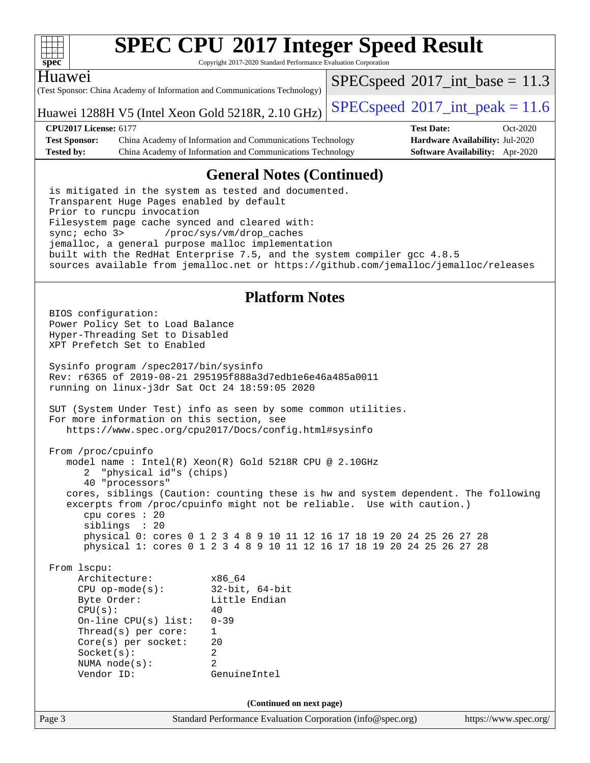# SPEC CPU 2017 Integer Speed Result

Copyright 2017-2020 Standard Performance Evaluation Corporation

**Huawei**
(Test Sponsor: China Academy of Information and Communications Technology)

**Huawei 1288H V5 (Intel Xeon Gold 5218R, 2.10 GHz)**

SPECspeed 2017_int_base = 11.3

SPECspeed 2017_int_peak = 11.6

| | | | |
|---|---|---|---|
| **CPU2017 License:** 6177 | | **Test Date:** | Oct-2020 |
| **Test Sponsor:** | China Academy of Information and Communications Technology | **Hardware Availability:** | Jul-2020 |
| **Tested by:** | China Academy of Information and Communications Technology | **Software Availability:** | Apr-2020 |

## General Notes (Continued)

```
is mitigated in the system as tested and documented.
Transparent Huge Pages enabled by default
Prior to runcpu invocation
Filesystem page cache synced and cleared with:
sync; echo 3>       /proc/sys/vm/drop_caches
jemalloc, a general purpose malloc implementation
built with the RedHat Enterprise 7.5, and the system compiler gcc 4.8.5
sources available from jemalloc.net or https://github.com/jemalloc/jemalloc/releases
```

## Platform Notes

```
BIOS configuration:
Power Policy Set to Load Balance
Hyper-Threading Set to Disabled
XPT Prefetch Set to Enabled

Sysinfo program /spec2017/bin/sysinfo
Rev: r6365 of 2019-08-21 295195f888a3d7edb1e6e46a485a0011
running on linux-j3dr Sat Oct 24 18:59:05 2020

SUT (System Under Test) info as seen by some common utilities.
For more information on this section, see
   https://www.spec.org/cpu2017/Docs/config.html#sysinfo

From /proc/cpuinfo
   model name : Intel(R) Xeon(R) Gold 5218R CPU @ 2.10GHz
      2  "physical id"s (chips)
      40 "processors"
   cores, siblings (Caution: counting these is hw and system dependent. The following
   excerpts from /proc/cpuinfo might not be reliable.  Use with caution.)
      cpu cores : 20
      siblings  : 20
      physical 0: cores 0 1 2 3 4 8 9 10 11 12 16 17 18 19 20 24 25 26 27 28
      physical 1: cores 0 1 2 3 4 8 9 10 11 12 16 17 18 19 20 24 25 26 27 28

From lscpu:
     Architecture:          x86_64
     CPU op-mode(s):        32-bit, 64-bit
     Byte Order:            Little Endian
     CPU(s):                40
     On-line CPU(s) list:   0-39
     Thread(s) per core:    1
     Core(s) per socket:    20
     Socket(s):             2
     NUMA node(s):          2
     Vendor ID:             GenuineIntel
```

**(Continued on next page)**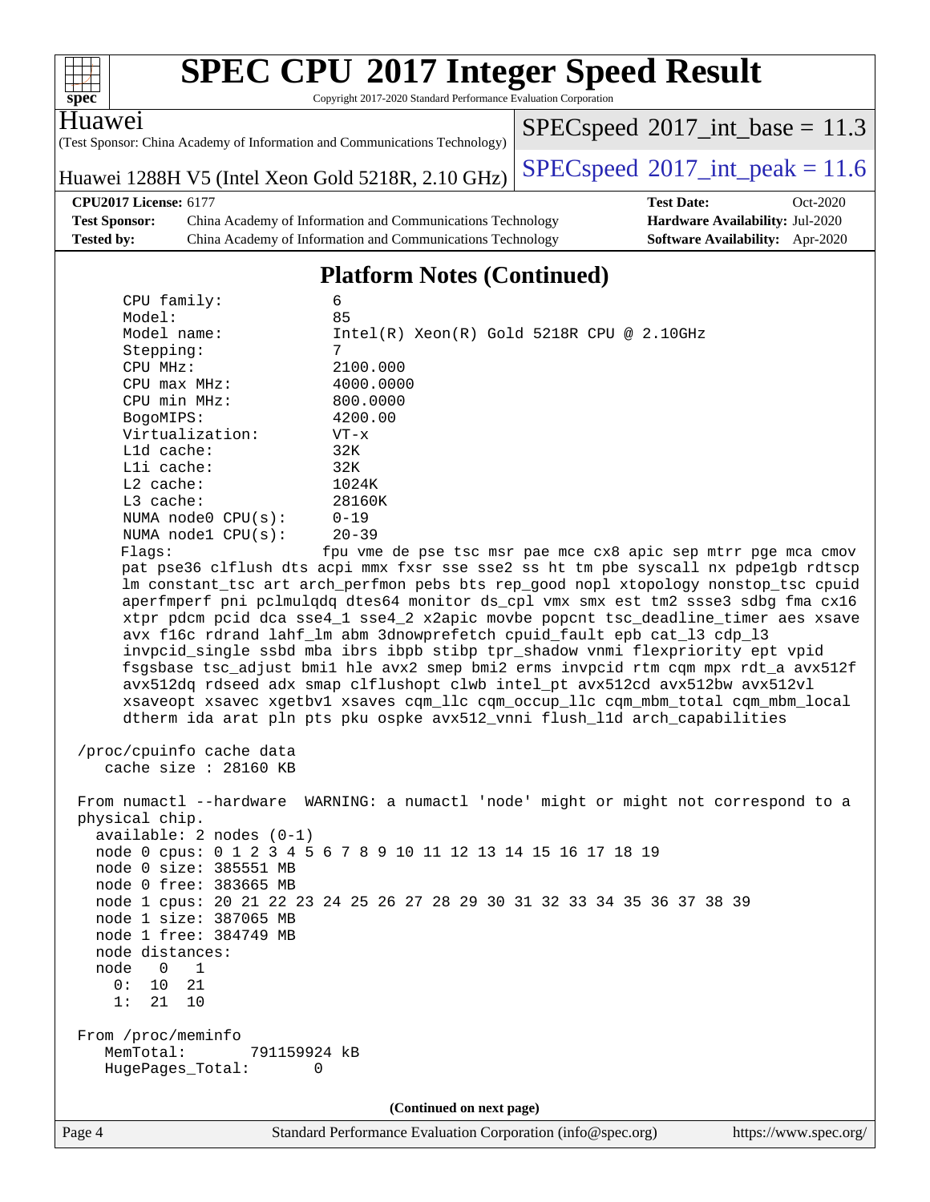# SPEC CPU 2017 Integer Speed Result

Copyright 2017-2020 Standard Performance Evaluation Corporation

**Huawei**

(Test Sponsor: China Academy of Information and Communications Technology)

Huawei 1288H V5 (Intel Xeon Gold 5218R, 2.10 GHz)

SPECspeed 2017_int_base = 11.3

SPECspeed 2017_int_peak = 11.6

| | | | |
|---|---|---|---|
| **CPU2017 License:** 6177 | | **Test Date:** | Oct-2020 |
| **Test Sponsor:** | China Academy of Information and Communications Technology | **Hardware Availability:** | Jul-2020 |
| **Tested by:** | China Academy of Information and Communications Technology | **Software Availability:** | Apr-2020 |

## Platform Notes (Continued)

```
      CPU family:          6
      Model:               85
      Model name:          Intel(R) Xeon(R) Gold 5218R CPU @ 2.10GHz
      Stepping:            7
      CPU MHz:             2100.000
      CPU max MHz:         4000.0000
      CPU min MHz:         800.0000
      BogoMIPS:            4200.00
      Virtualization:      VT-x
      L1d cache:           32K
      L1i cache:           32K
      L2 cache:            1024K
      L3 cache:            28160K
      NUMA node0 CPU(s):   0-19
      NUMA node1 CPU(s):   20-39
      Flags:                fpu vme de pse tsc msr pae mce cx8 apic sep mtrr pge mca cmov
      pat pse36 clflush dts acpi mmx fxsr sse sse2 ss ht tm pbe syscall nx pdpe1gb rdtscp
      lm constant_tsc art arch_perfmon pebs bts rep_good nopl xtopology nonstop_tsc cpuid
      aperfmperf pni pclmulqdq dtes64 monitor ds_cpl vmx smx est tm2 ssse3 sdbg fma cx16
      xtpr pdcm pcid dca sse4_1 sse4_2 x2apic movbe popcnt tsc_deadline_timer aes xsave
      avx f16c rdrand lahf_lm abm 3dnowprefetch cpuid_fault epb cat_l3 cdp_l3
      invpcid_single ssbd mba ibrs ibpb stibp tpr_shadow vnmi flexpriority ept vpid
      fsgsbase tsc_adjust bmi1 hle avx2 smep bmi2 erms invpcid rtm cqm mpx rdt_a avx512f
      avx512dq rdseed adx smap clflushopt clwb intel_pt avx512cd avx512bw avx512vl
      xsaveopt xsavec xgetbv1 xsaves cqm_llc cqm_occup_llc cqm_mbm_total cqm_mbm_local
      dtherm ida arat pln pts pku ospke avx512_vnni flush_l1d arch_capabilities

 /proc/cpuinfo cache data
    cache size : 28160 KB

 From numactl --hardware  WARNING: a numactl 'node' might or might not correspond to a
 physical chip.
   available: 2 nodes (0-1)
   node 0 cpus: 0 1 2 3 4 5 6 7 8 9 10 11 12 13 14 15 16 17 18 19
   node 0 size: 385551 MB
   node 0 free: 383665 MB
   node 1 cpus: 20 21 22 23 24 25 26 27 28 29 30 31 32 33 34 35 36 37 38 39
   node 1 size: 387065 MB
   node 1 free: 384749 MB
   node distances:
   node   0   1
     0:  10  21
     1:  21  10

 From /proc/meminfo
    MemTotal:       791159924 kB
    HugePages_Total:       0
```

(Continued on next page)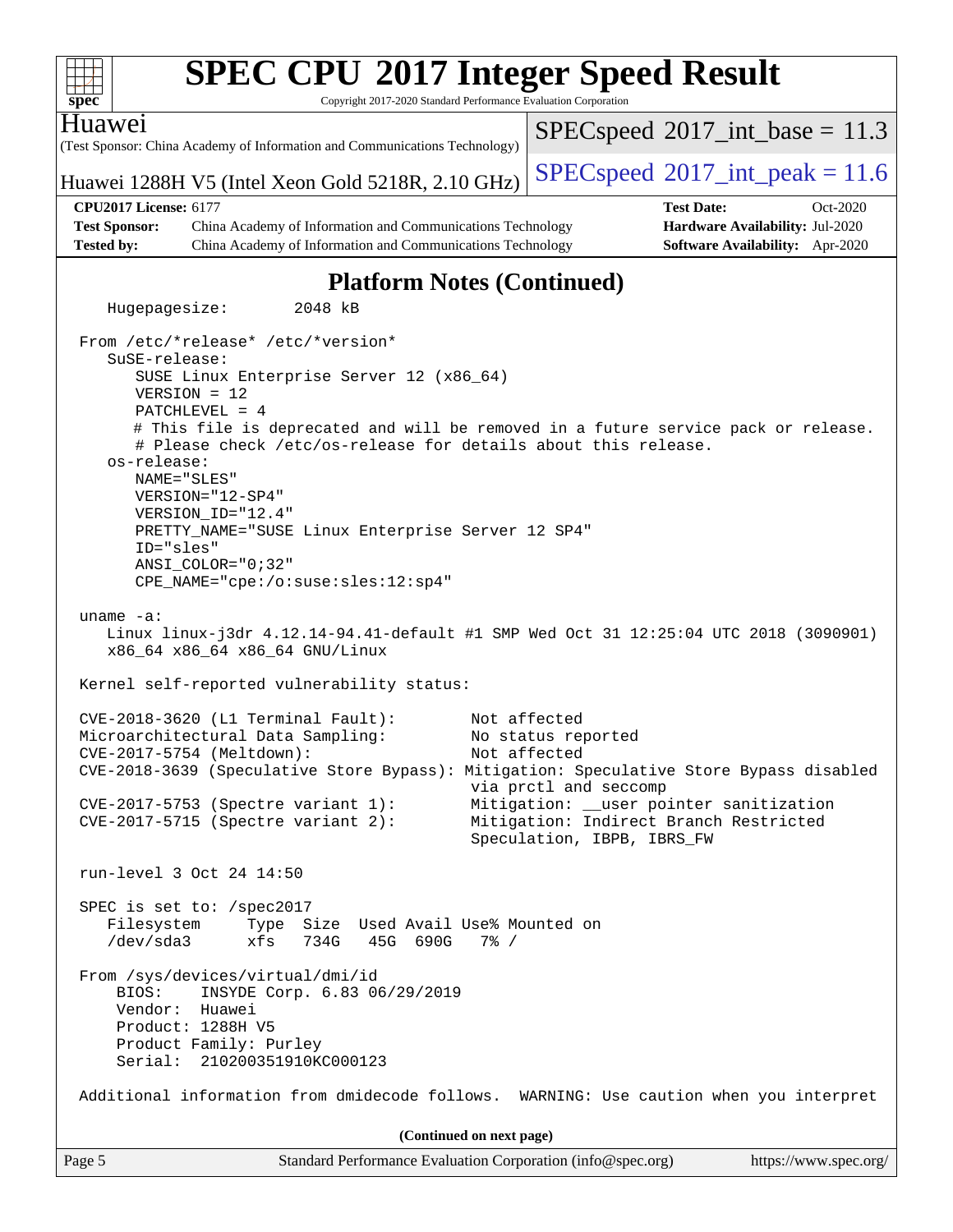# SPEC CPU 2017 Integer Speed Result

Copyright 2017-2020 Standard Performance Evaluation Corporation

**Huawei**

(Test Sponsor: China Academy of Information and Communications Technology)

Huawei 1288H V5 (Intel Xeon Gold 5218R, 2.10 GHz)

SPECspeed 2017_int_base = 11.3

SPECspeed 2017_int_peak = 11.6

| | | | |
|---|---|---|---|
| **CPU2017 License:** 6177 | | **Test Date:** | Oct-2020 |
| **Test Sponsor:** | China Academy of Information and Communications Technology | **Hardware Availability:** | Jul-2020 |
| **Tested by:** | China Academy of Information and Communications Technology | **Software Availability:** | Apr-2020 |

## Platform Notes (Continued)

```
    Hugepagesize:        2048 kB

 From /etc/*release* /etc/*version*
    SuSE-release:
       SUSE Linux Enterprise Server 12 (x86_64)
       VERSION = 12
       PATCHLEVEL = 4
       # This file is deprecated and will be removed in a future service pack or release.
       # Please check /etc/os-release for details about this release.
    os-release:
       NAME="SLES"
       VERSION="12-SP4"
       VERSION_ID="12.4"
       PRETTY_NAME="SUSE Linux Enterprise Server 12 SP4"
       ID="sles"
       ANSI_COLOR="0;32"
       CPE_NAME="cpe:/o:suse:sles:12:sp4"

 uname -a:
    Linux linux-j3dr 4.12.14-94.41-default #1 SMP Wed Oct 31 12:25:04 UTC 2018 (3090901)
    x86_64 x86_64 x86_64 GNU/Linux

 Kernel self-reported vulnerability status:

 CVE-2018-3620 (L1 Terminal Fault):        Not affected
 Microarchitectural Data Sampling:         No status reported
 CVE-2017-5754 (Meltdown):                 Not affected
 CVE-2018-3639 (Speculative Store Bypass): Mitigation: Speculative Store Bypass disabled
                                           via prctl and seccomp
 CVE-2017-5753 (Spectre variant 1):        Mitigation: __user pointer sanitization
 CVE-2017-5715 (Spectre variant 2):        Mitigation: Indirect Branch Restricted
                                           Speculation, IBPB, IBRS_FW

 run-level 3 Oct 24 14:50

 SPEC is set to: /spec2017
    Filesystem     Type  Size  Used Avail Use% Mounted on
    /dev/sda3      xfs   734G   45G  690G   7% /

 From /sys/devices/virtual/dmi/id
     BIOS:    INSYDE Corp. 6.83 06/29/2019
     Vendor:  Huawei
     Product: 1288H V5
     Product Family: Purley
     Serial:  210200351910KC000123

 Additional information from dmidecode follows.  WARNING: Use caution when you interpret
```

(Continued on next page)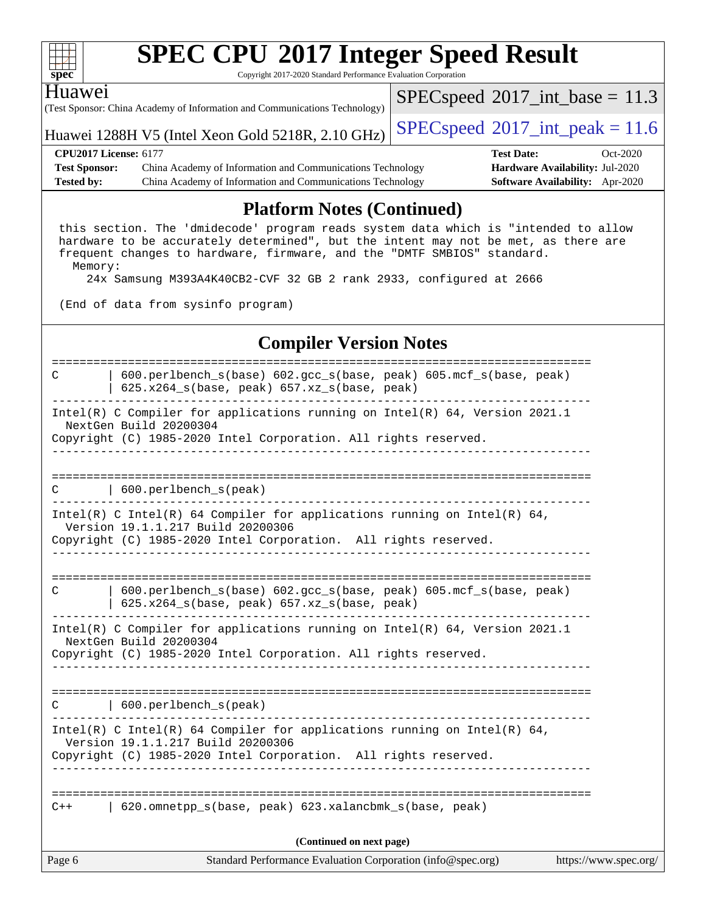## Platform Notes (Continued)

```
this section. The 'dmidecode' program reads system data which is "intended to allow
hardware to be accurately determined", but the intent may not be met, as there are
frequent changes to hardware, firmware, and the "DMTF SMBIOS" standard.
  Memory:
    24x Samsung M393A4K40CB2-CVF 32 GB 2 rank 2933, configured at 2666

(End of data from sysinfo program)
```

## Compiler Version Notes

```
==============================================================================
C       | 600.perlbench_s(base) 602.gcc_s(base, peak) 605.mcf_s(base, peak)
        | 625.x264_s(base, peak) 657.xz_s(base, peak)
------------------------------------------------------------------------------
Intel(R) C Compiler for applications running on Intel(R) 64, Version 2021.1
  NextGen Build 20200304
Copyright (C) 1985-2020 Intel Corporation. All rights reserved.
------------------------------------------------------------------------------

==============================================================================
C       | 600.perlbench_s(peak)
------------------------------------------------------------------------------
Intel(R) C Intel(R) 64 Compiler for applications running on Intel(R) 64,
  Version 19.1.1.217 Build 20200306
Copyright (C) 1985-2020 Intel Corporation.  All rights reserved.
------------------------------------------------------------------------------

==============================================================================
C       | 600.perlbench_s(base) 602.gcc_s(base, peak) 605.mcf_s(base, peak)
        | 625.x264_s(base, peak) 657.xz_s(base, peak)
------------------------------------------------------------------------------
Intel(R) C Compiler for applications running on Intel(R) 64, Version 2021.1
  NextGen Build 20200304
Copyright (C) 1985-2020 Intel Corporation. All rights reserved.
------------------------------------------------------------------------------

==============================================================================
C       | 600.perlbench_s(peak)
------------------------------------------------------------------------------
Intel(R) C Intel(R) 64 Compiler for applications running on Intel(R) 64,
  Version 19.1.1.217 Build 20200306
Copyright (C) 1985-2020 Intel Corporation.  All rights reserved.
------------------------------------------------------------------------------

==============================================================================
C++     | 620.omnetpp_s(base, peak) 623.xalancbmk_s(base, peak)
```

(Continued on next page)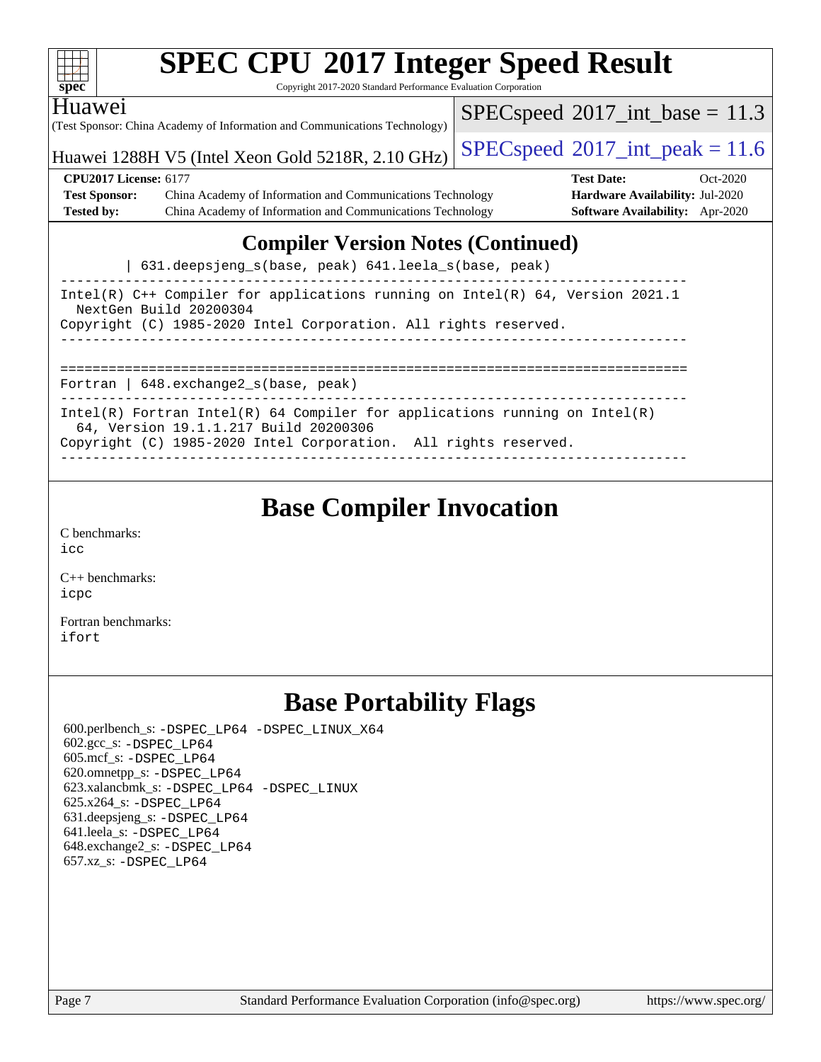## Compiler Version Notes (Continued)

```
        | 631.deepsjeng_s(base, peak) 641.leela_s(base, peak)
------------------------------------------------------------------------------
Intel(R) C++ Compiler for applications running on Intel(R) 64, Version 2021.1
  NextGen Build 20200304
Copyright (C) 1985-2020 Intel Corporation. All rights reserved.
------------------------------------------------------------------------------

==============================================================================
Fortran | 648.exchange2_s(base, peak)
------------------------------------------------------------------------------
Intel(R) Fortran Intel(R) 64 Compiler for applications running on Intel(R)
  64, Version 19.1.1.217 Build 20200306
Copyright (C) 1985-2020 Intel Corporation.  All rights reserved.
------------------------------------------------------------------------------
```

## Base Compiler Invocation

C benchmarks:
icc

C++ benchmarks:
icpc

Fortran benchmarks:
ifort

## Base Portability Flags

600.perlbench_s: -DSPEC_LP64 -DSPEC_LINUX_X64
602.gcc_s: -DSPEC_LP64
605.mcf_s: -DSPEC_LP64
620.omnetpp_s: -DSPEC_LP64
623.xalancbmk_s: -DSPEC_LP64 -DSPEC_LINUX
625.x264_s: -DSPEC_LP64
631.deepsjeng_s: -DSPEC_LP64
641.leela_s: -DSPEC_LP64
648.exchange2_s: -DSPEC_LP64
657.xz_s: -DSPEC_LP64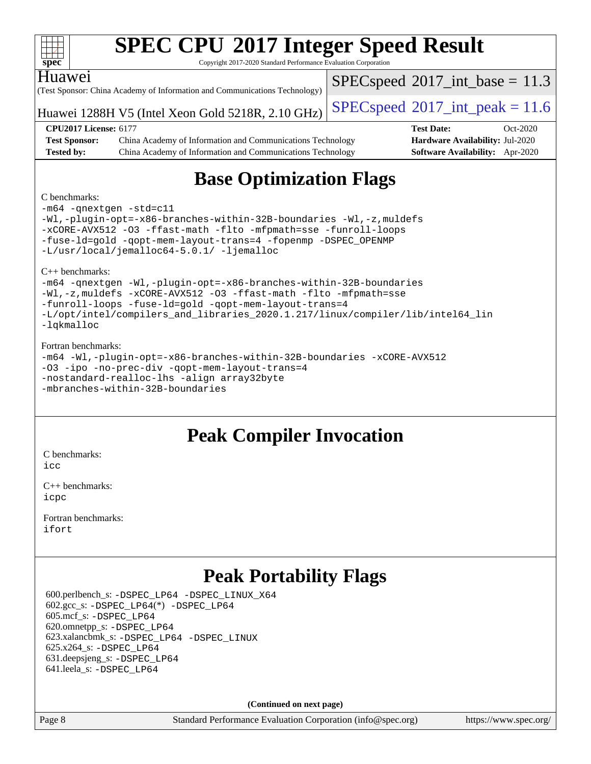# SPEC CPU 2017 Integer Speed Result

Copyright 2017-2020 Standard Performance Evaluation Corporation

**Huawei**

(Test Sponsor: China Academy of Information and Communications Technology)

Huawei 1288H V5 (Intel Xeon Gold 5218R, 2.10 GHz)

SPECspeed 2017_int_base = 11.3

SPECspeed 2017_int_peak = 11.6

| | | | |
|---|---|---|---|
| **CPU2017 License:** 6177 | | **Test Date:** | Oct-2020 |
| **Test Sponsor:** | China Academy of Information and Communications Technology | **Hardware Availability:** | Jul-2020 |
| **Tested by:** | China Academy of Information and Communications Technology | **Software Availability:** | Apr-2020 |

## Base Optimization Flags

C benchmarks:

```
-m64 -qnextgen -std=c11
-Wl,-plugin-opt=-x86-branches-within-32B-boundaries -Wl,-z,muldefs
-xCORE-AVX512 -O3 -ffast-math -flto -mfpmath=sse -funroll-loops
-fuse-ld=gold -qopt-mem-layout-trans=4 -fopenmp -DSPEC_OPENMP
-L/usr/local/jemalloc64-5.0.1/ -ljemalloc
```

C++ benchmarks:

```
-m64 -qnextgen -Wl,-plugin-opt=-x86-branches-within-32B-boundaries
-Wl,-z,muldefs -xCORE-AVX512 -O3 -ffast-math -flto -mfpmath=sse
-funroll-loops -fuse-ld=gold -qopt-mem-layout-trans=4
-L/opt/intel/compilers_and_libraries_2020.1.217/linux/compiler/lib/intel64_lin
-lqkmalloc
```

Fortran benchmarks:

```
-m64 -Wl,-plugin-opt=-x86-branches-within-32B-boundaries -xCORE-AVX512
-O3 -ipo -no-prec-div -qopt-mem-layout-trans=4
-nostandard-realloc-lhs -align array32byte
-mbranches-within-32B-boundaries
```

## Peak Compiler Invocation

C benchmarks:
icc

C++ benchmarks:
icpc

Fortran benchmarks:
ifort

## Peak Portability Flags

600.perlbench_s: -DSPEC_LP64 -DSPEC_LINUX_X64
602.gcc_s: -DSPEC_LP64(*) -DSPEC_LP64
605.mcf_s: -DSPEC_LP64
620.omnetpp_s: -DSPEC_LP64
623.xalancbmk_s: -DSPEC_LP64 -DSPEC_LINUX
625.x264_s: -DSPEC_LP64
631.deepsjeng_s: -DSPEC_LP64
641.leela_s: -DSPEC_LP64

**(Continued on next page)**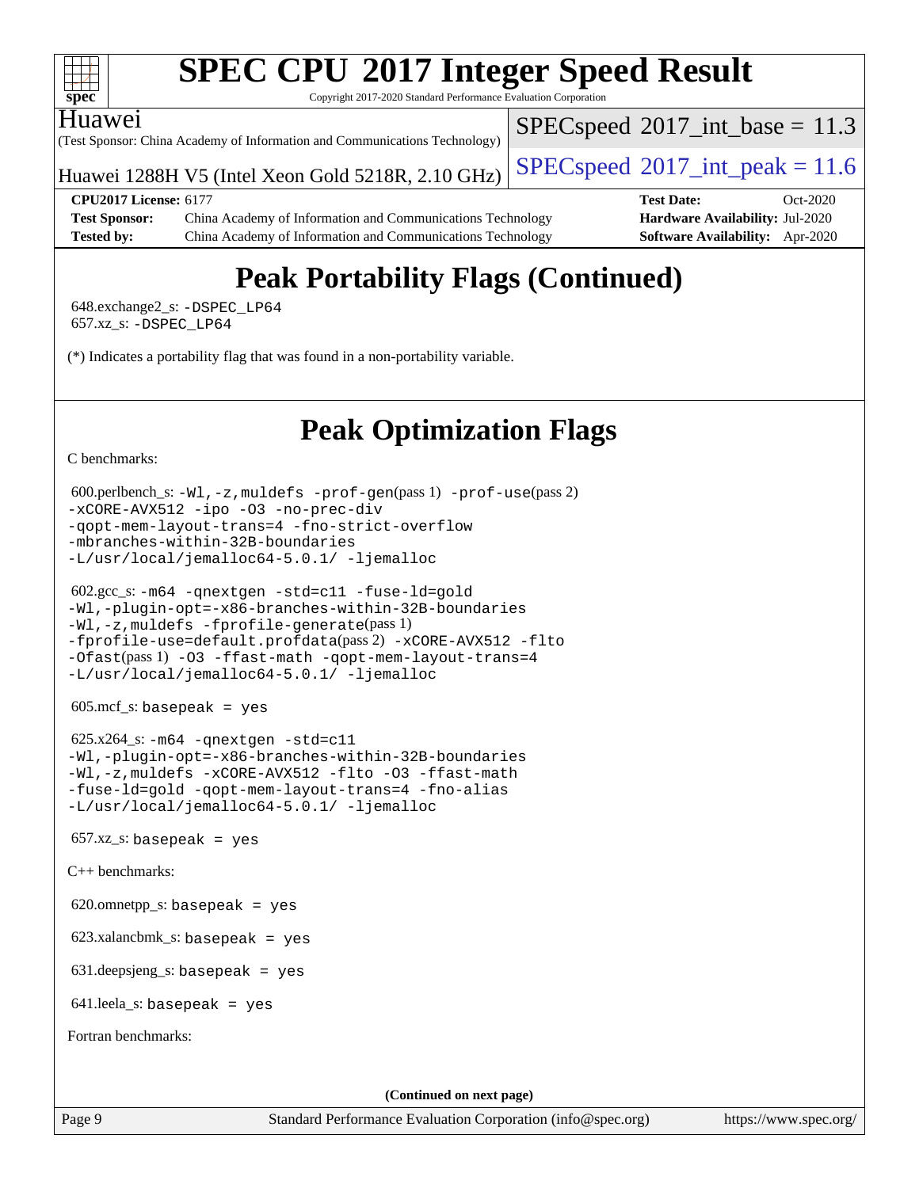# Peak Portability Flags (Continued)

648.exchange2_s: -DSPEC_LP64
657.xz_s: -DSPEC_LP64

(*) Indicates a portability flag that was found in a non-portability variable.

# Peak Optimization Flags

C benchmarks:

600.perlbench_s: -Wl,-z,muldefs -prof-gen(pass 1) -prof-use(pass 2) -xCORE-AVX512 -ipo -O3 -no-prec-div -qopt-mem-layout-trans=4 -fno-strict-overflow -mbranches-within-32B-boundaries -L/usr/local/jemalloc64-5.0.1/ -ljemalloc

602.gcc_s: -m64 -qnextgen -std=c11 -fuse-ld=gold -Wl,-plugin-opt=-x86-branches-within-32B-boundaries -Wl,-z,muldefs -fprofile-generate(pass 1) -fprofile-use=default.profdata(pass 2) -xCORE-AVX512 -flto -Ofast(pass 1) -O3 -ffast-math -qopt-mem-layout-trans=4 -L/usr/local/jemalloc64-5.0.1/ -ljemalloc

605.mcf_s: basepeak = yes

625.x264_s: -m64 -qnextgen -std=c11 -Wl,-plugin-opt=-x86-branches-within-32B-boundaries -Wl,-z,muldefs -xCORE-AVX512 -flto -O3 -ffast-math -fuse-ld=gold -qopt-mem-layout-trans=4 -fno-alias -L/usr/local/jemalloc64-5.0.1/ -ljemalloc

657.xz_s: basepeak = yes

C++ benchmarks:

620.omnetpp_s: basepeak = yes

623.xalancbmk_s: basepeak = yes

631.deepsjeng_s: basepeak = yes

641.leela_s: basepeak = yes

Fortran benchmarks:

**(Continued on next page)**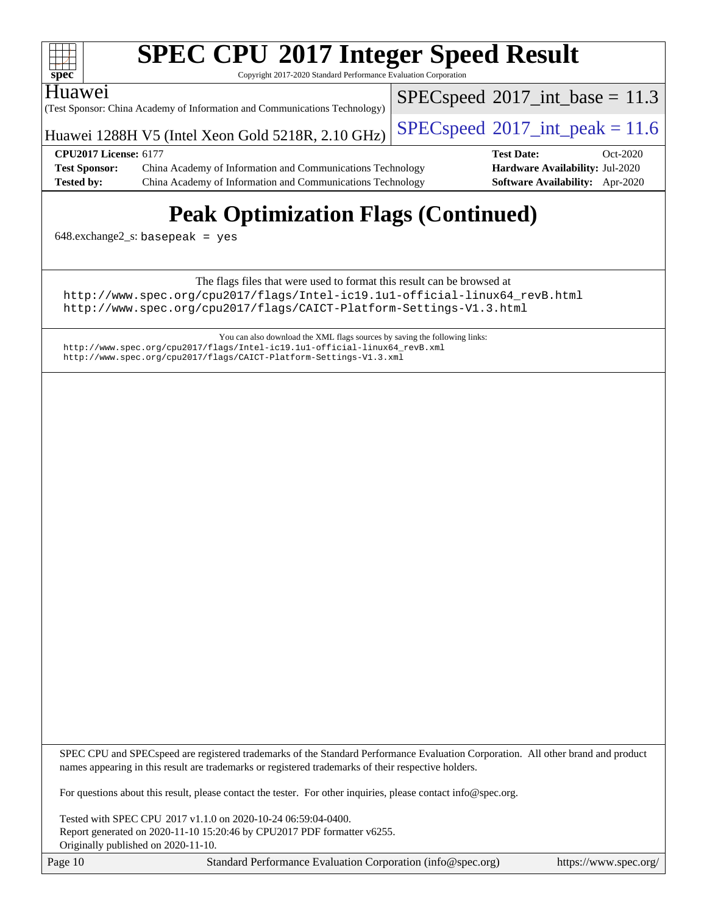# Peak Optimization Flags (Continued)

648.exchange2_s: basepeak = yes

The flags files that were used to format this result can be browsed at
http://www.spec.org/cpu2017/flags/Intel-ic19.1u1-official-linux64_revB.html
http://www.spec.org/cpu2017/flags/CAICT-Platform-Settings-V1.3.html

You can also download the XML flags sources by saving the following links:
http://www.spec.org/cpu2017/flags/Intel-ic19.1u1-official-linux64_revB.xml
http://www.spec.org/cpu2017/flags/CAICT-Platform-Settings-V1.3.xml

SPEC CPU and SPECspeed are registered trademarks of the Standard Performance Evaluation Corporation. All other brand and product names appearing in this result are trademarks or registered trademarks of their respective holders.

For questions about this result, please contact the tester. For other inquiries, please contact info@spec.org.

Tested with SPEC CPU 2017 v1.1.0 on 2020-10-24 06:59:04-0400.
Report generated on 2020-11-10 15:20:46 by CPU2017 PDF formatter v6255.
Originally published on 2020-11-10.